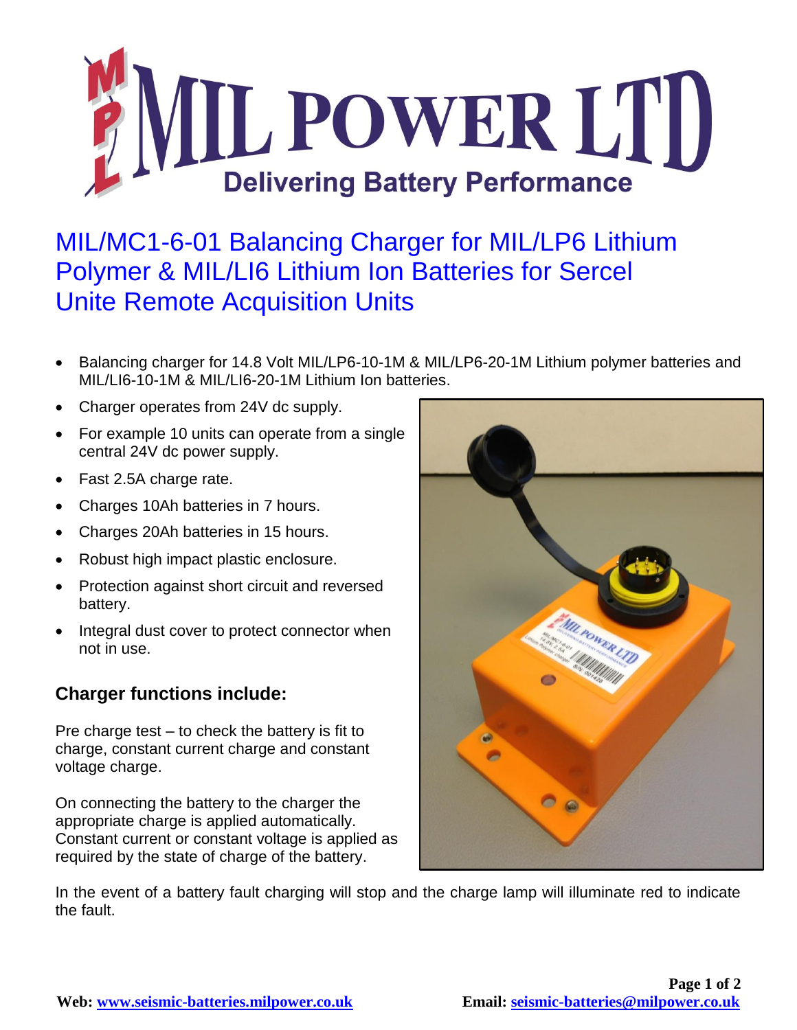# MIL POWER LTD

**Delivering Battery Performance**

## MIL/MC1-6-01 Balancing Charger for MIL/LP6 Lithium Polymer & MIL/LI6 Lithium Ion Batteries for Sercel Unite Remote Acquisition Units

- Balancing charger for 14.8 Volt MIL/LP6-10-1M & MIL/LP6-20-1M Lithium polymer batteries and MIL/LI6-10-1M & MIL/LI6-20-1M Lithium Ion batteries.
- Charger operates from 24V dc supply.
- For example 10 units can operate from a single central 24V dc power supply.
- Fast 2.5A charge rate.
- Charges 10Ah batteries in 7 hours.
- Charges 20Ah batteries in 15 hours.
- Robust high impact plastic enclosure.
- Protection against short circuit and reversed battery.
- Integral dust cover to protect connector when not in use.

### Charger functions include:

Pre charge test – to check the battery is fit to charge, constant current charge and constant voltage charge.

On connecting the battery to the charger the appropriate charge is applied automatically. Constant current or constant voltage is applied as required by the state of charge of the battery.

In the event of a battery fault charging will stop and the charge lamp will illuminate red to indicate the fault.

**Web:** www.seismic-batteries.milpower.co.uk **Email:** seismic-batteries@milpower.co.uk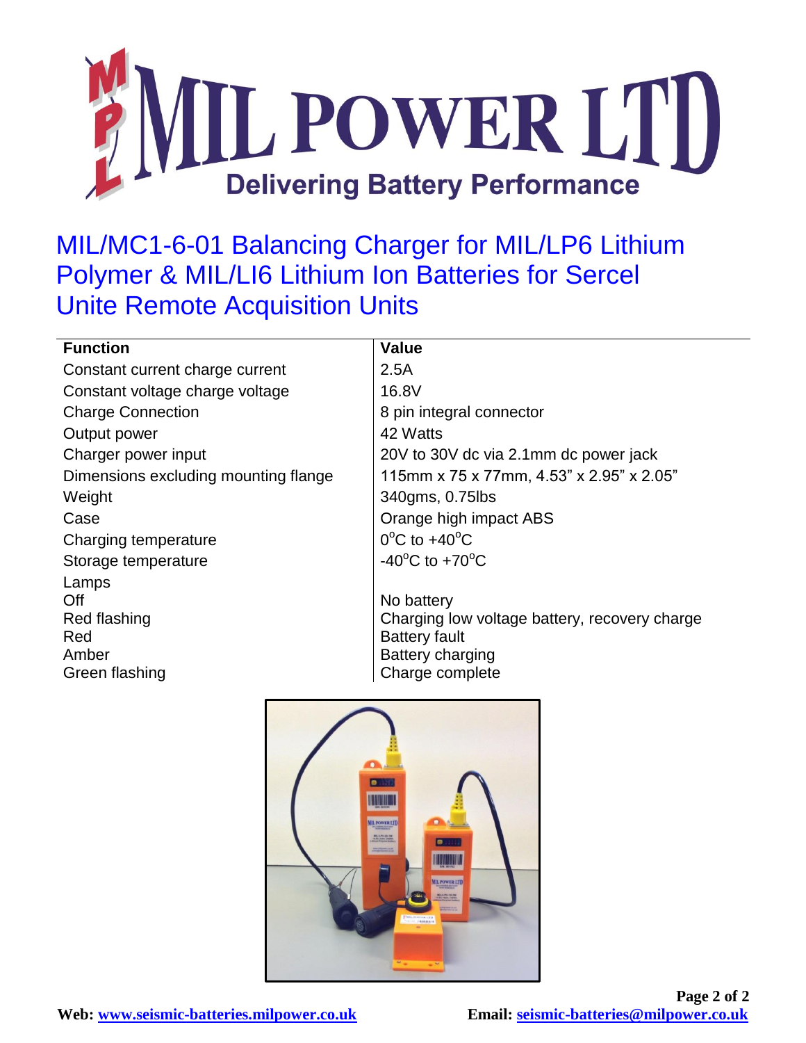# MIL POWER LTD

**Delivering Battery Performance**

## MIL/MC1-6-01 Balancing Charger for MIL/LP6 Lithium Polymer & MIL/LI6 Lithium Ion Batteries for Sercel Unite Remote Acquisition Units

| Function | Value |
|---|---|
| Constant current charge current | 2.5A |
| Constant voltage charge voltage | 16.8V |
| Charge Connection | 8 pin integral connector |
| Output power | 42 Watts |
| Charger power input | 20V to 30V dc via 2.1mm dc power jack |
| Dimensions excluding mounting flange | 115mm x 75 x 77mm, 4.53" x 2.95" x 2.05" |
| Weight | 340gms, 0.75lbs |
| Case | Orange high impact ABS |
| Charging temperature | $0^{o}$C to $+40^{o}$C |
| Storage temperature | $-40^{o}$C to $+70^{o}$C |
| Lamps | |
| Off | No battery |
| Red flashing | Charging low voltage battery, recovery charge |
| Red | Battery fault |
| Amber | Battery charging |
| Green flashing | Charge complete |

**Web:** www.seismic-batteries.milpower.co.uk **Email:** seismic-batteries@milpower.co.uk